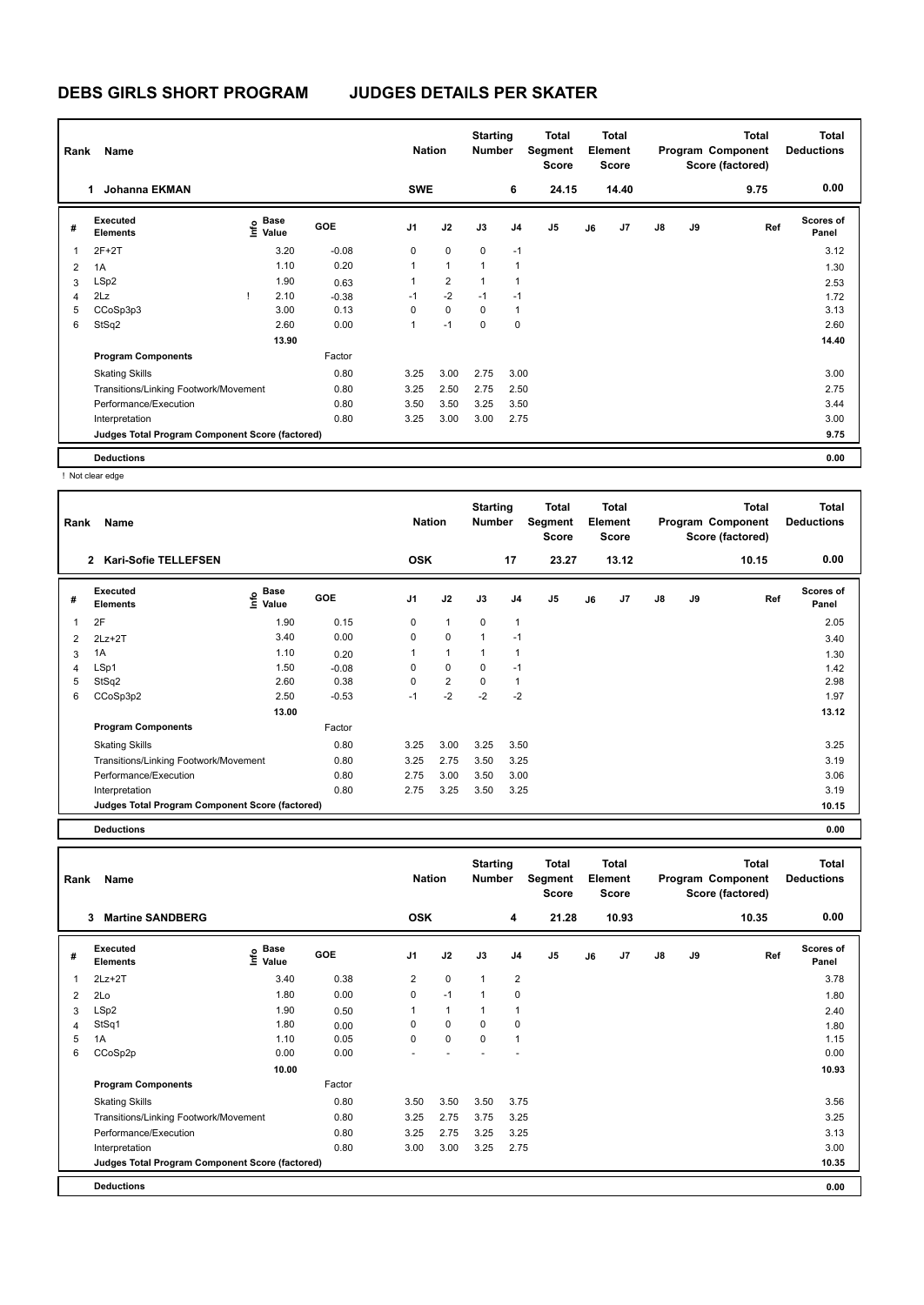# DEBS GIRLS SHORT PROGRAM JUDGES DETAILS PER SKATER

| Rank | Name | Nation | Starting Number | Total Segment Score | Total Element Score | Total Program Component Score (factored) | Total Deductions |
|---|---|---|---|---|---|---|---|
| 1 | Johanna EKMAN | SWE | 6 | 24.15 | 14.40 | 9.75 | 0.00 |

| # | Executed Elements | Info | Base Value | GOE | J1 | J2 | J3 | J4 | J5 | J6 | J7 | J8 | J9 | Ref | Scores of Panel |
|---|---|---|---|---|---|---|---|---|---|---|---|---|---|---|---|
| 1 | 2F+2T | | 3.20 | -0.08 | 0 | 0 | 0 | -1 | | | | | | | 3.12 |
| 2 | 1A | | 1.10 | 0.20 | 1 | 1 | 1 | 1 | | | | | | | 1.30 |
| 3 | LSp2 | | 1.90 | 0.63 | 1 | 2 | 1 | 1 | | | | | | | 2.53 |
| 4 | 2Lz | ! | 2.10 | -0.38 | -1 | -2 | -1 | -1 | | | | | | | 1.72 |
| 5 | CCoSp3p3 | | 3.00 | 0.13 | 0 | 0 | 0 | 1 | | | | | | | 3.13 |
| 6 | StSq2 | | 2.60 | 0.00 | 1 | -1 | 0 | 0 | | | | | | | 2.60 |
| | | | 13.90 | | | | | | | | | | | | 14.40 |
| | **Program Components** | | | Factor | | | | | | | | | | | |
| | Skating Skills | | | 0.80 | 3.25 | 3.00 | 2.75 | 3.00 | | | | | | | 3.00 |
| | Transitions/Linking Footwork/Movement | | | 0.80 | 3.25 | 2.50 | 2.75 | 2.50 | | | | | | | 2.75 |
| | Performance/Execution | | | 0.80 | 3.50 | 3.50 | 3.25 | 3.50 | | | | | | | 3.44 |
| | Interpretation | | | 0.80 | 3.25 | 3.00 | 3.00 | 2.75 | | | | | | | 3.00 |
| | **Judges Total Program Component Score (factored)** | | | | | | | | | | | | | | 9.75 |
| | **Deductions** | | | | | | | | | | | | | | 0.00 |

! Not clear edge

| Rank | Name | Nation | Starting Number | Total Segment Score | Total Element Score | Total Program Component Score (factored) | Total Deductions |
|---|---|---|---|---|---|---|---|
| 2 | Kari-Sofie TELLEFSEN | OSK | 17 | 23.27 | 13.12 | 10.15 | 0.00 |

| # | Executed Elements | Info | Base Value | GOE | J1 | J2 | J3 | J4 | J5 | J6 | J7 | J8 | J9 | Ref | Scores of Panel |
|---|---|---|---|---|---|---|---|---|---|---|---|---|---|---|---|
| 1 | 2F | | 1.90 | 0.15 | 0 | 1 | 0 | 1 | | | | | | | 2.05 |
| 2 | 2Lz+2T | | 3.40 | 0.00 | 0 | 0 | 1 | -1 | | | | | | | 3.40 |
| 3 | 1A | | 1.10 | 0.20 | 1 | 1 | 1 | 1 | | | | | | | 1.30 |
| 4 | LSp1 | | 1.50 | -0.08 | 0 | 0 | 0 | -1 | | | | | | | 1.42 |
| 5 | StSq2 | | 2.60 | 0.38 | 0 | 2 | 0 | 1 | | | | | | | 2.98 |
| 6 | CCoSp3p2 | | 2.50 | -0.53 | -1 | -2 | -2 | -2 | | | | | | | 1.97 |
| | | | 13.00 | | | | | | | | | | | | 13.12 |
| | **Program Components** | | | Factor | | | | | | | | | | | |
| | Skating Skills | | | 0.80 | 3.25 | 3.00 | 3.25 | 3.50 | | | | | | | 3.25 |
| | Transitions/Linking Footwork/Movement | | | 0.80 | 3.25 | 2.75 | 3.50 | 3.25 | | | | | | | 3.19 |
| | Performance/Execution | | | 0.80 | 2.75 | 3.00 | 3.50 | 3.00 | | | | | | | 3.06 |
| | Interpretation | | | 0.80 | 2.75 | 3.25 | 3.50 | 3.25 | | | | | | | 3.19 |
| | **Judges Total Program Component Score (factored)** | | | | | | | | | | | | | | 10.15 |
| | **Deductions** | | | | | | | | | | | | | | 0.00 |

| Rank | Name | Nation | Starting Number | Total Segment Score | Total Element Score | Total Program Component Score (factored) | Total Deductions |
|---|---|---|---|---|---|---|---|
| 3 | Martine SANDBERG | OSK | 4 | 21.28 | 10.93 | 10.35 | 0.00 |

| # | Executed Elements | Info | Base Value | GOE | J1 | J2 | J3 | J4 | J5 | J6 | J7 | J8 | J9 | Ref | Scores of Panel |
|---|---|---|---|---|---|---|---|---|---|---|---|---|---|---|---|
| 1 | 2Lz+2T | | 3.40 | 0.38 | 2 | 0 | 1 | 2 | | | | | | | 3.78 |
| 2 | 2Lo | | 1.80 | 0.00 | 0 | -1 | 1 | 0 | | | | | | | 1.80 |
| 3 | LSp2 | | 1.90 | 0.50 | 1 | 1 | 1 | 1 | | | | | | | 2.40 |
| 4 | StSq1 | | 1.80 | 0.00 | 0 | 0 | 0 | 0 | | | | | | | 1.80 |
| 5 | 1A | | 1.10 | 0.05 | 0 | 0 | 0 | 1 | | | | | | | 1.15 |
| 6 | CCoSp2p | | 0.00 | 0.00 | - | - | - | - | | | | | | | 0.00 |
| | | | 10.00 | | | | | | | | | | | | 10.93 |
| | **Program Components** | | | Factor | | | | | | | | | | | |
| | Skating Skills | | | 0.80 | 3.50 | 3.50 | 3.50 | 3.75 | | | | | | | 3.56 |
| | Transitions/Linking Footwork/Movement | | | 0.80 | 3.25 | 2.75 | 3.75 | 3.25 | | | | | | | 3.25 |
| | Performance/Execution | | | 0.80 | 3.25 | 2.75 | 3.25 | 3.25 | | | | | | | 3.13 |
| | Interpretation | | | 0.80 | 3.00 | 3.00 | 3.25 | 2.75 | | | | | | | 3.00 |
| | **Judges Total Program Component Score (factored)** | | | | | | | | | | | | | | 10.35 |
| | **Deductions** | | | | | | | | | | | | | | 0.00 |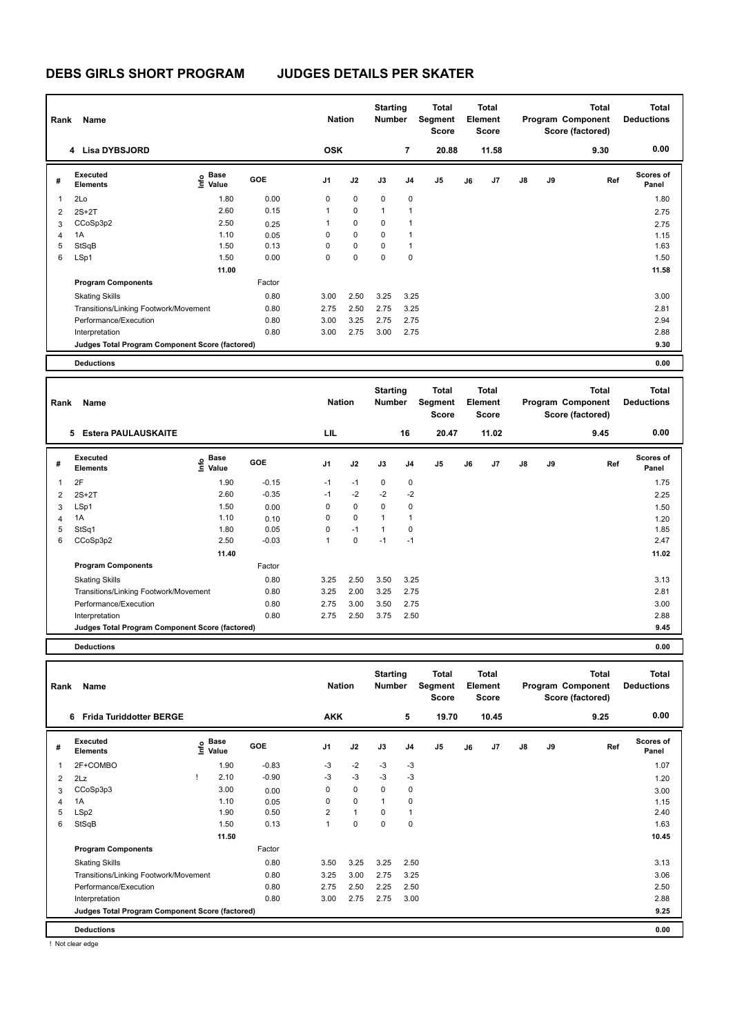# DEBS GIRLS SHORT PROGRAM JUDGES DETAILS PER SKATER

| Rank | Name | Nation | Starting Number | Total Segment Score | Total Element Score | Total Program Component Score (factored) | Total Deductions |
|---|---|---|---|---|---|---|---|
| 4 | Lisa DYBSJORD | OSK | 7 | 20.88 | 11.58 | 9.30 | 0.00 |

| # | Executed Elements | Info | Base Value | GOE | J1 | J2 | J3 | J4 | J5 | J6 | J7 | J8 | J9 | Ref | Scores of Panel |
|---|---|---|---|---|---|---|---|---|---|---|---|---|---|---|---|
| 1 | 2Lo | | 1.80 | 0.00 | 0 | 0 | 0 | 0 | | | | | | | 1.80 |
| 2 | 2S+2T | | 2.60 | 0.15 | 1 | 0 | 1 | 1 | | | | | | | 2.75 |
| 3 | CCoSp3p2 | | 2.50 | 0.25 | 1 | 0 | 0 | 1 | | | | | | | 2.75 |
| 4 | 1A | | 1.10 | 0.05 | 0 | 0 | 0 | 1 | | | | | | | 1.15 |
| 5 | StSqB | | 1.50 | 0.13 | 0 | 0 | 0 | 1 | | | | | | | 1.63 |
| 6 | LSp1 | | 1.50 | 0.00 | 0 | 0 | 0 | 0 | | | | | | | 1.50 |
| | | | 11.00 | | | | | | | | | | | | 11.58 |

| Program Components | Factor | J1 | J2 | J3 | J4 | J5 | J6 | J7 | J8 | J9 | Scores of Panel |
|---|---|---|---|---|---|---|---|---|---|---|---|
| Skating Skills | 0.80 | 3.00 | 2.50 | 3.25 | 3.25 | | | | | | 3.00 |
| Transitions/Linking Footwork/Movement | 0.80 | 2.75 | 2.50 | 2.75 | 3.25 | | | | | | 2.81 |
| Performance/Execution | 0.80 | 3.00 | 3.25 | 2.75 | 2.75 | | | | | | 2.94 |
| Interpretation | 0.80 | 3.00 | 2.75 | 3.00 | 2.75 | | | | | | 2.88 |
| Judges Total Program Component Score (factored) | | | | | | | | | | | 9.30 |

**Deductions** 0.00

| Rank | Name | Nation | Starting Number | Total Segment Score | Total Element Score | Total Program Component Score (factored) | Total Deductions |
|---|---|---|---|---|---|---|---|
| 5 | Estera PAULAUSKAITE | LIL | 16 | 20.47 | 11.02 | 9.45 | 0.00 |

| # | Executed Elements | Info | Base Value | GOE | J1 | J2 | J3 | J4 | J5 | J6 | J7 | J8 | J9 | Ref | Scores of Panel |
|---|---|---|---|---|---|---|---|---|---|---|---|---|---|---|---|
| 1 | 2F | | 1.90 | -0.15 | -1 | -1 | 0 | 0 | | | | | | | 1.75 |
| 2 | 2S+2T | | 2.60 | -0.35 | -1 | -2 | -2 | -2 | | | | | | | 2.25 |
| 3 | LSp1 | | 1.50 | 0.00 | 0 | 0 | 0 | 0 | | | | | | | 1.50 |
| 4 | 1A | | 1.10 | 0.10 | 0 | 0 | 1 | 1 | | | | | | | 1.20 |
| 5 | StSq1 | | 1.80 | 0.05 | 0 | -1 | 1 | 0 | | | | | | | 1.85 |
| 6 | CCoSp3p2 | | 2.50 | -0.03 | 1 | 0 | -1 | -1 | | | | | | | 2.47 |
| | | | 11.40 | | | | | | | | | | | | 11.02 |

| Program Components | Factor | J1 | J2 | J3 | J4 | J5 | J6 | J7 | J8 | J9 | Scores of Panel |
|---|---|---|---|---|---|---|---|---|---|---|---|
| Skating Skills | 0.80 | 3.25 | 2.50 | 3.50 | 3.25 | | | | | | 3.13 |
| Transitions/Linking Footwork/Movement | 0.80 | 3.25 | 2.00 | 3.25 | 2.75 | | | | | | 2.81 |
| Performance/Execution | 0.80 | 2.75 | 3.00 | 3.50 | 2.75 | | | | | | 3.00 |
| Interpretation | 0.80 | 2.75 | 2.50 | 3.75 | 2.50 | | | | | | 2.88 |
| Judges Total Program Component Score (factored) | | | | | | | | | | | 9.45 |

**Deductions** 0.00

| Rank | Name | Nation | Starting Number | Total Segment Score | Total Element Score | Total Program Component Score (factored) | Total Deductions |
|---|---|---|---|---|---|---|---|
| 6 | Frida Turiddotter BERGE | AKK | 5 | 19.70 | 10.45 | 9.25 | 0.00 |

| # | Executed Elements | Info | Base Value | GOE | J1 | J2 | J3 | J4 | J5 | J6 | J7 | J8 | J9 | Ref | Scores of Panel |
|---|---|---|---|---|---|---|---|---|---|---|---|---|---|---|---|
| 1 | 2F+COMBO | | 1.90 | -0.83 | -3 | -2 | -3 | -3 | | | | | | | 1.07 |
| 2 | 2Lz | ! | 2.10 | -0.90 | -3 | -3 | -3 | -3 | | | | | | | 1.20 |
| 3 | CCoSp3p3 | | 3.00 | 0.00 | 0 | 0 | 0 | 0 | | | | | | | 3.00 |
| 4 | 1A | | 1.10 | 0.05 | 0 | 0 | 1 | 0 | | | | | | | 1.15 |
| 5 | LSp2 | | 1.90 | 0.50 | 2 | 1 | 0 | 1 | | | | | | | 2.40 |
| 6 | StSqB | | 1.50 | 0.13 | 1 | 0 | 0 | 0 | | | | | | | 1.63 |
| | | | 11.50 | | | | | | | | | | | | 10.45 |

| Program Components | Factor | J1 | J2 | J3 | J4 | J5 | J6 | J7 | J8 | J9 | Scores of Panel |
|---|---|---|---|---|---|---|---|---|---|---|---|
| Skating Skills | 0.80 | 3.50 | 3.25 | 3.25 | 2.50 | | | | | | 3.13 |
| Transitions/Linking Footwork/Movement | 0.80 | 3.25 | 3.00 | 2.75 | 3.25 | | | | | | 3.06 |
| Performance/Execution | 0.80 | 2.75 | 2.50 | 2.25 | 2.50 | | | | | | 2.50 |
| Interpretation | 0.80 | 3.00 | 2.75 | 2.75 | 3.00 | | | | | | 2.88 |
| Judges Total Program Component Score (factored) | | | | | | | | | | | 9.25 |

**Deductions** 0.00

! Not clear edge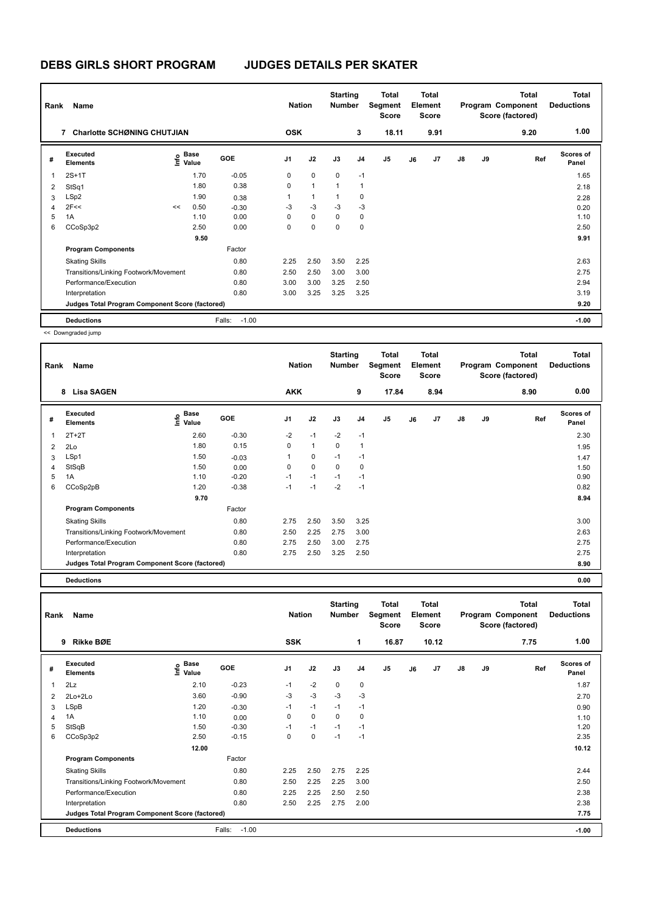# DEBS GIRLS SHORT PROGRAM JUDGES DETAILS PER SKATER

| Rank | Name | Nation | Starting Number | Total Segment Score | Total Element Score | Total Program Component Score (factored) | Total Deductions |
|---|---|---|---|---|---|---|---|
| 7 | Charlotte SCHØNING CHUTJIAN | OSK | 3 | 18.11 | 9.91 | 9.20 | 1.00 |

| # | Executed Elements | Info | Base Value | GOE | J1 | J2 | J3 | J4 | J5 | J6 | J7 | J8 | J9 | Ref | Scores of Panel |
|---|---|---|---|---|---|---|---|---|---|---|---|---|---|---|---|
| 1 | 2S+1T | | 1.70 | -0.05 | 0 | 0 | 0 | -1 | | | | | | | 1.65 |
| 2 | StSq1 | | 1.80 | 0.38 | 0 | 1 | 1 | 1 | | | | | | | 2.18 |
| 3 | LSp2 | | 1.90 | 0.38 | 1 | 1 | 1 | 0 | | | | | | | 2.28 |
| 4 | 2F<< | << | 0.50 | -0.30 | -3 | -3 | -3 | -3 | | | | | | | 0.20 |
| 5 | 1A | | 1.10 | 0.00 | 0 | 0 | 0 | 0 | | | | | | | 1.10 |
| 6 | CCoSp3p2 | | 2.50 | 0.00 | 0 | 0 | 0 | 0 | | | | | | | 2.50 |
| | | | 9.50 | | | | | | | | | | | | 9.91 |
| | **Program Components** | | | Factor | | | | | | | | | | | |
| | Skating Skills | | | 0.80 | 2.25 | 2.50 | 3.50 | 2.25 | | | | | | | 2.63 |
| | Transitions/Linking Footwork/Movement | | | 0.80 | 2.50 | 2.50 | 3.00 | 3.00 | | | | | | | 2.75 |
| | Performance/Execution | | | 0.80 | 3.00 | 3.00 | 3.25 | 2.50 | | | | | | | 2.94 |
| | Interpretation | | | 0.80 | 3.00 | 3.25 | 3.25 | 3.25 | | | | | | | 3.19 |
| | **Judges Total Program Component Score (factored)** | | | | | | | | | | | | | | 9.20 |
| | **Deductions** | | | Falls: -1.00 | | | | | | | | | | | -1.00 |

<< Downgraded jump

| Rank | Name | Nation | Starting Number | Total Segment Score | Total Element Score | Total Program Component Score (factored) | Total Deductions |
|---|---|---|---|---|---|---|---|
| 8 | Lisa SAGEN | AKK | 9 | 17.84 | 8.94 | 8.90 | 0.00 |

| # | Executed Elements | Info | Base Value | GOE | J1 | J2 | J3 | J4 | J5 | J6 | J7 | J8 | J9 | Ref | Scores of Panel |
|---|---|---|---|---|---|---|---|---|---|---|---|---|---|---|---|
| 1 | 2T+2T | | 2.60 | -0.30 | -2 | -1 | -2 | -1 | | | | | | | 2.30 |
| 2 | 2Lo | | 1.80 | 0.15 | 0 | 1 | 0 | 1 | | | | | | | 1.95 |
| 3 | LSp1 | | 1.50 | -0.03 | 1 | 0 | -1 | -1 | | | | | | | 1.47 |
| 4 | StSqB | | 1.50 | 0.00 | 0 | 0 | 0 | 0 | | | | | | | 1.50 |
| 5 | 1A | | 1.10 | -0.20 | -1 | -1 | -1 | -1 | | | | | | | 0.90 |
| 6 | CCoSp2pB | | 1.20 | -0.38 | -1 | -1 | -2 | -1 | | | | | | | 0.82 |
| | | | 9.70 | | | | | | | | | | | | 8.94 |
| | **Program Components** | | | Factor | | | | | | | | | | | |
| | Skating Skills | | | 0.80 | 2.75 | 2.50 | 3.50 | 3.25 | | | | | | | 3.00 |
| | Transitions/Linking Footwork/Movement | | | 0.80 | 2.50 | 2.25 | 2.75 | 3.00 | | | | | | | 2.63 |
| | Performance/Execution | | | 0.80 | 2.75 | 2.50 | 3.00 | 2.75 | | | | | | | 2.75 |
| | Interpretation | | | 0.80 | 2.75 | 2.50 | 3.25 | 2.50 | | | | | | | 2.75 |
| | **Judges Total Program Component Score (factored)** | | | | | | | | | | | | | | 8.90 |
| | **Deductions** | | | | | | | | | | | | | | 0.00 |

| Rank | Name | Nation | Starting Number | Total Segment Score | Total Element Score | Total Program Component Score (factored) | Total Deductions |
|---|---|---|---|---|---|---|---|
| 9 | Rikke BØE | SSK | 1 | 16.87 | 10.12 | 7.75 | 1.00 |

| # | Executed Elements | Info | Base Value | GOE | J1 | J2 | J3 | J4 | J5 | J6 | J7 | J8 | J9 | Ref | Scores of Panel |
|---|---|---|---|---|---|---|---|---|---|---|---|---|---|---|---|
| 1 | 2Lz | | 2.10 | -0.23 | -1 | -2 | 0 | 0 | | | | | | | 1.87 |
| 2 | 2Lo+2Lo | | 3.60 | -0.90 | -3 | -3 | -3 | -3 | | | | | | | 2.70 |
| 3 | LSpB | | 1.20 | -0.30 | -1 | -1 | -1 | -1 | | | | | | | 0.90 |
| 4 | 1A | | 1.10 | 0.00 | 0 | 0 | 0 | 0 | | | | | | | 1.10 |
| 5 | StSqB | | 1.50 | -0.30 | -1 | -1 | -1 | -1 | | | | | | | 1.20 |
| 6 | CCoSp3p2 | | 2.50 | -0.15 | 0 | 0 | -1 | -1 | | | | | | | 2.35 |
| | | | 12.00 | | | | | | | | | | | | 10.12 |
| | **Program Components** | | | Factor | | | | | | | | | | | |
| | Skating Skills | | | 0.80 | 2.25 | 2.50 | 2.75 | 2.25 | | | | | | | 2.44 |
| | Transitions/Linking Footwork/Movement | | | 0.80 | 2.50 | 2.25 | 2.25 | 3.00 | | | | | | | 2.50 |
| | Performance/Execution | | | 0.80 | 2.25 | 2.25 | 2.50 | 2.50 | | | | | | | 2.38 |
| | Interpretation | | | 0.80 | 2.50 | 2.25 | 2.75 | 2.00 | | | | | | | 2.38 |
| | **Judges Total Program Component Score (factored)** | | | | | | | | | | | | | | 7.75 |
| | **Deductions** | | | Falls: -1.00 | | | | | | | | | | | -1.00 |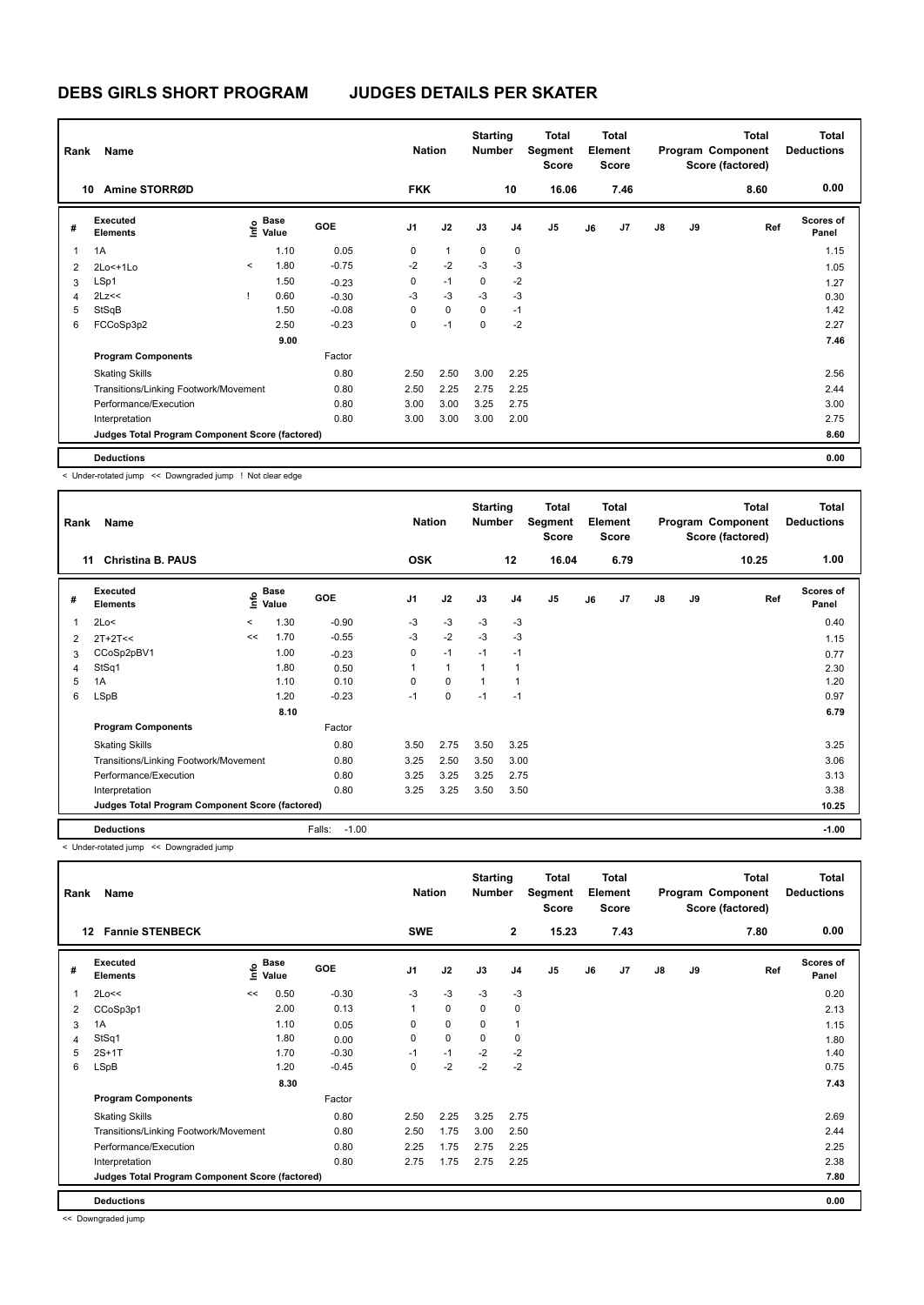# DEBS GIRLS SHORT PROGRAM JUDGES DETAILS PER SKATER

| Rank | Name | Nation | Starting Number | Total Segment Score | Total Element Score | Total Program Component Score (factored) | Total Deductions |
|---|---|---|---|---|---|---|---|
| 10 | Amine STORRØD | FKK | 10 | 16.06 | 7.46 | 8.60 | 0.00 |

| # | Executed Elements | Info | Base Value | GOE | J1 | J2 | J3 | J4 | J5 | J6 | J7 | J8 | J9 | Ref | Scores of Panel |
|---|---|---|---|---|---|---|---|---|---|---|---|---|---|---|---|
| 1 | 1A | | 1.10 | 0.05 | 0 | 1 | 0 | 0 | | | | | | | 1.15 |
| 2 | 2Lo<+1Lo | < | 1.80 | -0.75 | -2 | -2 | -3 | -3 | | | | | | | 1.05 |
| 3 | LSp1 | | 1.50 | -0.23 | 0 | -1 | 0 | -2 | | | | | | | 1.27 |
| 4 | 2Lz<< | ! | 0.60 | -0.30 | -3 | -3 | -3 | -3 | | | | | | | 0.30 |
| 5 | StSqB | | 1.50 | -0.08 | 0 | 0 | 0 | -1 | | | | | | | 1.42 |
| 6 | FCCoSp3p2 | | 2.50 | -0.23 | 0 | -1 | 0 | -2 | | | | | | | 2.27 |
| | | | 9.00 | | | | | | | | | | | | 7.46 |
| | **Program Components** | | | Factor | | | | | | | | | | | |
| | Skating Skills | | | 0.80 | 2.50 | 2.50 | 3.00 | 2.25 | | | | | | | 2.56 |
| | Transitions/Linking Footwork/Movement | | | 0.80 | 2.50 | 2.25 | 2.75 | 2.25 | | | | | | | 2.44 |
| | Performance/Execution | | | 0.80 | 3.00 | 3.00 | 3.25 | 2.75 | | | | | | | 3.00 |
| | Interpretation | | | 0.80 | 3.00 | 3.00 | 3.00 | 2.00 | | | | | | | 2.75 |
| | **Judges Total Program Component Score (factored)** | | | | | | | | | | | | | | 8.60 |
| | **Deductions** | | | | | | | | | | | | | | 0.00 |

< Under-rotated jump << Downgraded jump ! Not clear edge

| Rank | Name | Nation | Starting Number | Total Segment Score | Total Element Score | Total Program Component Score (factored) | Total Deductions |
|---|---|---|---|---|---|---|---|
| 11 | Christina B. PAUS | OSK | 12 | 16.04 | 6.79 | 10.25 | 1.00 |

| # | Executed Elements | Info | Base Value | GOE | J1 | J2 | J3 | J4 | J5 | J6 | J7 | J8 | J9 | Ref | Scores of Panel |
|---|---|---|---|---|---|---|---|---|---|---|---|---|---|---|---|
| 1 | 2Lo< | < | 1.30 | -0.90 | -3 | -3 | -3 | -3 | | | | | | | 0.40 |
| 2 | 2T+2T<< | << | 1.70 | -0.55 | -3 | -2 | -3 | -3 | | | | | | | 1.15 |
| 3 | CCoSp2pBV1 | | 1.00 | -0.23 | 0 | -1 | -1 | -1 | | | | | | | 0.77 |
| 4 | StSq1 | | 1.80 | 0.50 | 1 | 1 | 1 | 1 | | | | | | | 2.30 |
| 5 | 1A | | 1.10 | 0.10 | 0 | 0 | 1 | 1 | | | | | | | 1.20 |
| 6 | LSpB | | 1.20 | -0.23 | -1 | 0 | -1 | -1 | | | | | | | 0.97 |
| | | | 8.10 | | | | | | | | | | | | 6.79 |
| | **Program Components** | | | Factor | | | | | | | | | | | |
| | Skating Skills | | | 0.80 | 3.50 | 2.75 | 3.50 | 3.25 | | | | | | | 3.25 |
| | Transitions/Linking Footwork/Movement | | | 0.80 | 3.25 | 2.50 | 3.50 | 3.00 | | | | | | | 3.06 |
| | Performance/Execution | | | 0.80 | 3.25 | 3.25 | 3.25 | 2.75 | | | | | | | 3.13 |
| | Interpretation | | | 0.80 | 3.25 | 3.25 | 3.50 | 3.50 | | | | | | | 3.38 |
| | **Judges Total Program Component Score (factored)** | | | | | | | | | | | | | | 10.25 |
| | **Deductions** | | | Falls: -1.00 | | | | | | | | | | | -1.00 |

< Under-rotated jump << Downgraded jump

| Rank | Name | Nation | Starting Number | Total Segment Score | Total Element Score | Total Program Component Score (factored) | Total Deductions |
|---|---|---|---|---|---|---|---|
| 12 | Fannie STENBECK | SWE | 2 | 15.23 | 7.43 | 7.80 | 0.00 |

| # | Executed Elements | Info | Base Value | GOE | J1 | J2 | J3 | J4 | J5 | J6 | J7 | J8 | J9 | Ref | Scores of Panel |
|---|---|---|---|---|---|---|---|---|---|---|---|---|---|---|---|
| 1 | 2Lo<< | << | 0.50 | -0.30 | -3 | -3 | -3 | -3 | | | | | | | 0.20 |
| 2 | CCoSp3p1 | | 2.00 | 0.13 | 1 | 0 | 0 | 0 | | | | | | | 2.13 |
| 3 | 1A | | 1.10 | 0.05 | 0 | 0 | 0 | 1 | | | | | | | 1.15 |
| 4 | StSq1 | | 1.80 | 0.00 | 0 | 0 | 0 | 0 | | | | | | | 1.80 |
| 5 | 2S+1T | | 1.70 | -0.30 | -1 | -1 | -2 | -2 | | | | | | | 1.40 |
| 6 | LSpB | | 1.20 | -0.45 | 0 | -2 | -2 | -2 | | | | | | | 0.75 |
| | | | 8.30 | | | | | | | | | | | | 7.43 |
| | **Program Components** | | | Factor | | | | | | | | | | | |
| | Skating Skills | | | 0.80 | 2.50 | 2.25 | 3.25 | 2.75 | | | | | | | 2.69 |
| | Transitions/Linking Footwork/Movement | | | 0.80 | 2.50 | 1.75 | 3.00 | 2.50 | | | | | | | 2.44 |
| | Performance/Execution | | | 0.80 | 2.25 | 1.75 | 2.75 | 2.25 | | | | | | | 2.25 |
| | Interpretation | | | 0.80 | 2.75 | 1.75 | 2.75 | 2.25 | | | | | | | 2.38 |
| | **Judges Total Program Component Score (factored)** | | | | | | | | | | | | | | 7.80 |
| | **Deductions** | | | | | | | | | | | | | | 0.00 |

<< Downgraded jump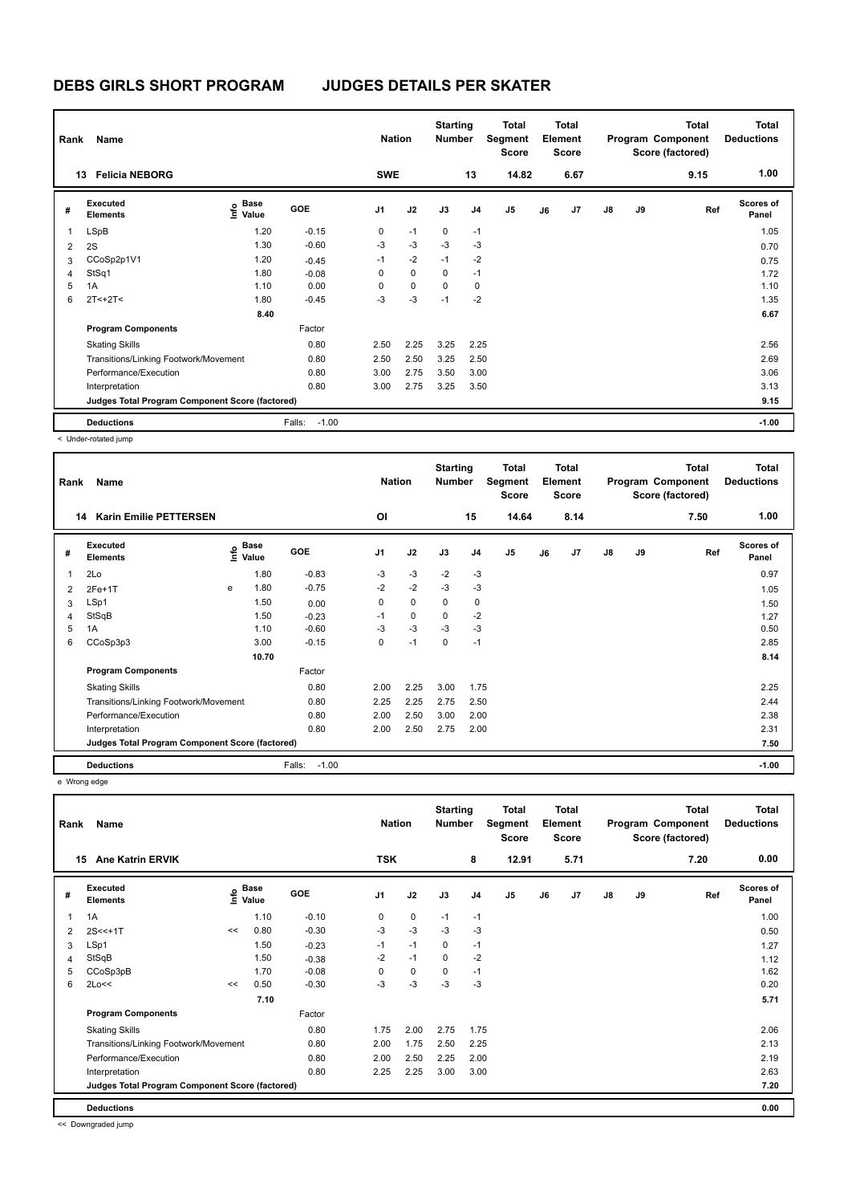# DEBS GIRLS SHORT PROGRAM JUDGES DETAILS PER SKATER

| Rank | Name | Nation | Starting Number | Total Segment Score | Total Element Score | Total Program Component Score (factored) | Total Deductions |
|---|---|---|---|---|---|---|---|
| 13 | Felicia NEBORG | SWE | 13 | 14.82 | 6.67 | 9.15 | 1.00 |

| # | Executed Elements | Info | Base Value | GOE | J1 | J2 | J3 | J4 | J5 | J6 | J7 | J8 | J9 | Ref | Scores of Panel |
|---|---|---|---|---|---|---|---|---|---|---|---|---|---|---|---|
| 1 | LSpB | | 1.20 | -0.15 | 0 | -1 | 0 | -1 | | | | | | | 1.05 |
| 2 | 2S | | 1.30 | -0.60 | -3 | -3 | -3 | -3 | | | | | | | 0.70 |
| 3 | CCoSp2p1V1 | | 1.20 | -0.45 | -1 | -2 | -1 | -2 | | | | | | | 0.75 |
| 4 | StSq1 | | 1.80 | -0.08 | 0 | 0 | 0 | -1 | | | | | | | 1.72 |
| 5 | 1A | | 1.10 | 0.00 | 0 | 0 | 0 | 0 | | | | | | | 1.10 |
| 6 | 2T<+2T< | | 1.80 | -0.45 | -3 | -3 | -1 | -2 | | | | | | | 1.35 |
| | | | 8.40 | | | | | | | | | | | | 6.67 |
| | **Program Components** | | | Factor | | | | | | | | | | | |
| | Skating Skills | | | 0.80 | 2.50 | 2.25 | 3.25 | 2.25 | | | | | | | 2.56 |
| | Transitions/Linking Footwork/Movement | | | 0.80 | 2.50 | 2.50 | 3.25 | 2.50 | | | | | | | 2.69 |
| | Performance/Execution | | | 0.80 | 3.00 | 2.75 | 3.50 | 3.00 | | | | | | | 3.06 |
| | Interpretation | | | 0.80 | 3.00 | 2.75 | 3.25 | 3.50 | | | | | | | 3.13 |
| | **Judges Total Program Component Score (factored)** | | | | | | | | | | | | | | 9.15 |
| | **Deductions** | | | Falls: -1.00 | | | | | | | | | | | -1.00 |

< Under-rotated jump

| Rank | Name | Nation | Starting Number | Total Segment Score | Total Element Score | Total Program Component Score (factored) | Total Deductions |
|---|---|---|---|---|---|---|---|
| 14 | Karin Emilie PETTERSEN | OI | 15 | 14.64 | 8.14 | 7.50 | 1.00 |

| # | Executed Elements | Info | Base Value | GOE | J1 | J2 | J3 | J4 | J5 | J6 | J7 | J8 | J9 | Ref | Scores of Panel |
|---|---|---|---|---|---|---|---|---|---|---|---|---|---|---|---|
| 1 | 2Lo | | 1.80 | -0.83 | -3 | -3 | -2 | -3 | | | | | | | 0.97 |
| 2 | 2Fe+1T | e | 1.80 | -0.75 | -2 | -2 | -3 | -3 | | | | | | | 1.05 |
| 3 | LSp1 | | 1.50 | 0.00 | 0 | 0 | 0 | 0 | | | | | | | 1.50 |
| 4 | StSqB | | 1.50 | -0.23 | -1 | 0 | 0 | -2 | | | | | | | 1.27 |
| 5 | 1A | | 1.10 | -0.60 | -3 | -3 | -3 | -3 | | | | | | | 0.50 |
| 6 | CCoSp3p3 | | 3.00 | -0.15 | 0 | -1 | 0 | -1 | | | | | | | 2.85 |
| | | | 10.70 | | | | | | | | | | | | 8.14 |
| | **Program Components** | | | Factor | | | | | | | | | | | |
| | Skating Skills | | | 0.80 | 2.00 | 2.25 | 3.00 | 1.75 | | | | | | | 2.25 |
| | Transitions/Linking Footwork/Movement | | | 0.80 | 2.25 | 2.25 | 2.75 | 2.50 | | | | | | | 2.44 |
| | Performance/Execution | | | 0.80 | 2.00 | 2.50 | 3.00 | 2.00 | | | | | | | 2.38 |
| | Interpretation | | | 0.80 | 2.00 | 2.50 | 2.75 | 2.00 | | | | | | | 2.31 |
| | **Judges Total Program Component Score (factored)** | | | | | | | | | | | | | | 7.50 |
| | **Deductions** | | | Falls: -1.00 | | | | | | | | | | | -1.00 |

e Wrong edge

| Rank | Name | Nation | Starting Number | Total Segment Score | Total Element Score | Total Program Component Score (factored) | Total Deductions |
|---|---|---|---|---|---|---|---|
| 15 | Ane Katrin ERVIK | TSK | 8 | 12.91 | 5.71 | 7.20 | 0.00 |

| # | Executed Elements | Info | Base Value | GOE | J1 | J2 | J3 | J4 | J5 | J6 | J7 | J8 | J9 | Ref | Scores of Panel |
|---|---|---|---|---|---|---|---|---|---|---|---|---|---|---|---|
| 1 | 1A | | 1.10 | -0.10 | 0 | 0 | -1 | -1 | | | | | | | 1.00 |
| 2 | 2S<<+1T | << | 0.80 | -0.30 | -3 | -3 | -3 | -3 | | | | | | | 0.50 |
| 3 | LSp1 | | 1.50 | -0.23 | -1 | -1 | 0 | -1 | | | | | | | 1.27 |
| 4 | StSqB | | 1.50 | -0.38 | -2 | -1 | 0 | -2 | | | | | | | 1.12 |
| 5 | CCoSp3pB | | 1.70 | -0.08 | 0 | 0 | 0 | -1 | | | | | | | 1.62 |
| 6 | 2Lo<< | << | 0.50 | -0.30 | -3 | -3 | -3 | -3 | | | | | | | 0.20 |
| | | | 7.10 | | | | | | | | | | | | 5.71 |
| | **Program Components** | | | Factor | | | | | | | | | | | |
| | Skating Skills | | | 0.80 | 1.75 | 2.00 | 2.75 | 1.75 | | | | | | | 2.06 |
| | Transitions/Linking Footwork/Movement | | | 0.80 | 2.00 | 1.75 | 2.50 | 2.25 | | | | | | | 2.13 |
| | Performance/Execution | | | 0.80 | 2.00 | 2.50 | 2.25 | 2.00 | | | | | | | 2.19 |
| | Interpretation | | | 0.80 | 2.25 | 2.25 | 3.00 | 3.00 | | | | | | | 2.63 |
| | **Judges Total Program Component Score (factored)** | | | | | | | | | | | | | | 7.20 |
| | **Deductions** | | | | | | | | | | | | | | 0.00 |

<< Downgraded jump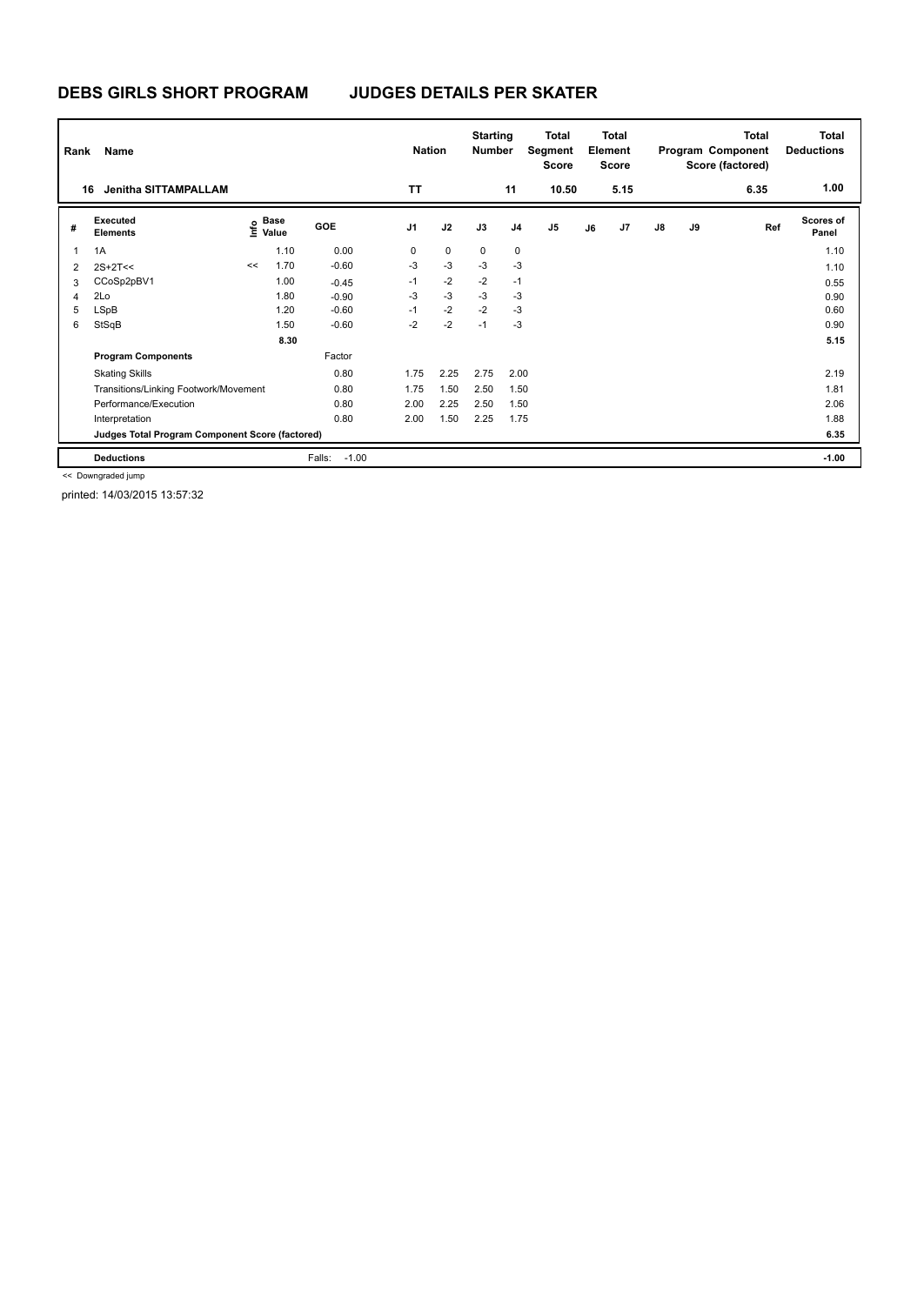# DEBS GIRLS SHORT PROGRAM JUDGES DETAILS PER SKATER

| Rank | Name | Nation | Starting Number | Total Segment Score | Total Element Score | Total Program Component Score (factored) | Total Deductions |
|---|---|---|---|---|---|---|---|
| 16 | Jenitha SITTAMPALLAM | TT | 11 | 10.50 | 5.15 | 6.35 | 1.00 |

| # | Executed Elements | Info | Base Value | GOE | J1 | J2 | J3 | J4 | J5 | J6 | J7 | J8 | J9 | Ref | Scores of Panel |
|---|---|---|---|---|---|---|---|---|---|---|---|---|---|---|---|
| 1 | 1A | | 1.10 | 0.00 | 0 | 0 | 0 | 0 | | | | | | | 1.10 |
| 2 | 2S+2T<< | << | 1.70 | -0.60 | -3 | -3 | -3 | -3 | | | | | | | 1.10 |
| 3 | CCoSp2pBV1 | | 1.00 | -0.45 | -1 | -2 | -2 | -1 | | | | | | | 0.55 |
| 4 | 2Lo | | 1.80 | -0.90 | -3 | -3 | -3 | -3 | | | | | | | 0.90 |
| 5 | LSpB | | 1.20 | -0.60 | -1 | -2 | -2 | -3 | | | | | | | 0.60 |
| 6 | StSqB | | 1.50 | -0.60 | -2 | -2 | -1 | -3 | | | | | | | 0.90 |
| | | | 8.30 | | | | | | | | | | | | 5.15 |
| | **Program Components** | | | Factor | | | | | | | | | | | |
| | Skating Skills | | | 0.80 | 1.75 | 2.25 | 2.75 | 2.00 | | | | | | | 2.19 |
| | Transitions/Linking Footwork/Movement | | | 0.80 | 1.75 | 1.50 | 2.50 | 1.50 | | | | | | | 1.81 |
| | Performance/Execution | | | 0.80 | 2.00 | 2.25 | 2.50 | 1.50 | | | | | | | 2.06 |
| | Interpretation | | | 0.80 | 2.00 | 1.50 | 2.25 | 1.75 | | | | | | | 1.88 |
| | **Judges Total Program Component Score (factored)** | | | | | | | | | | | | | | 6.35 |
| | **Deductions** | | | Falls: -1.00 | | | | | | | | | | | -1.00 |

<< Downgraded jump

printed: 14/03/2015 13:57:32